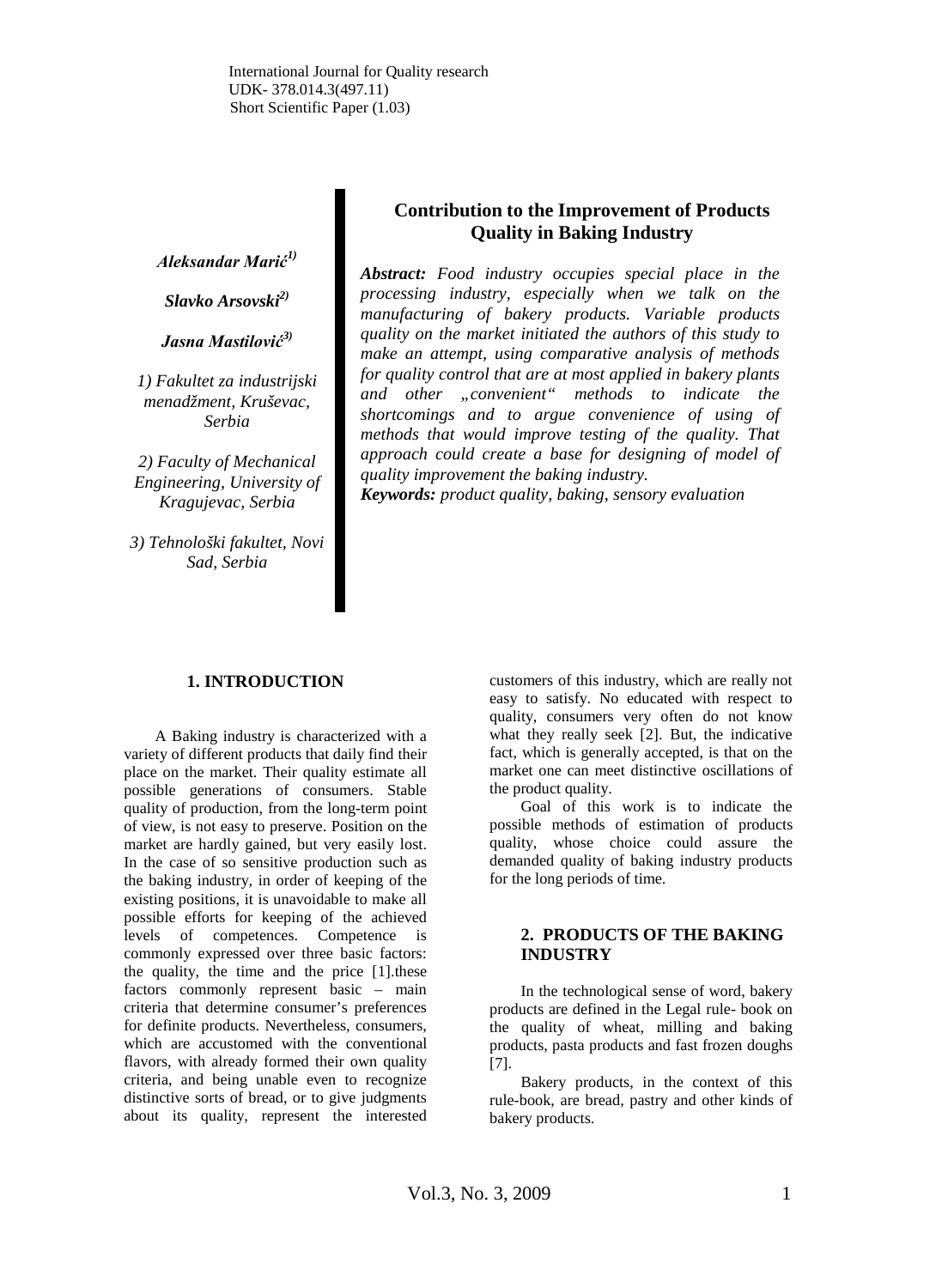International Journal for Quality research
UDK- 378.014.3(497.11)
Short Scientific Paper (1.03)

# Contribution to the Improvement of Products Quality in Baking Industry

***Aleksandar Marić[1)]***

***Slavko Arsovski[2)]***

***Jasna Mastilović[3)]***

*1) Fakultet za industrijski menadžment, Kruševac, Serbia*

*2) Faculty of Mechanical Engineering, University of Kragujevac, Serbia*

*3) Tehnološki fakultet, Novi Sad, Serbia*

***Abstract:*** *Food industry occupies special place in the processing industry, especially when we talk on the manufacturing of bakery products. Variable products quality on the market initiated the authors of this study to make an attempt, using comparative analysis of methods for quality control that are at most applied in bakery plants and other „convenient“ methods to indicate the shortcomings and to argue convenience of using of methods that would improve testing of the quality. That approach could create a base for designing of model of quality improvement the baking industry.*

***Keywords:*** *product quality, baking, sensory evaluation*

## 1. INTRODUCTION

A Baking industry is characterized with a variety of different products that daily find their place on the market. Their quality estimate all possible generations of consumers. Stable quality of production, from the long-term point of view, is not easy to preserve. Position on the market are hardly gained, but very easily lost. In the case of so sensitive production such as the baking industry, in order of keeping of the existing positions, it is unavoidable to make all possible efforts for keeping of the achieved levels of competences. Competence is commonly expressed over three basic factors: the quality, the time and the price [1].these factors commonly represent basic – main criteria that determine consumer's preferences for definite products. Nevertheless, consumers, which are accustomed with the conventional flavors, with already formed their own quality criteria, and being unable even to recognize distinctive sorts of bread, or to give judgments about its quality, represent the interested customers of this industry, which are really not easy to satisfy. No educated with respect to quality, consumers very often do not know what they really seek [2]. But, the indicative fact, which is generally accepted, is that on the market one can meet distinctive oscillations of the product quality.

Goal of this work is to indicate the possible methods of estimation of products quality, whose choice could assure the demanded quality of baking industry products for the long periods of time.

## 2. PRODUCTS OF THE BAKING INDUSTRY

In the technological sense of word, bakery products are defined in the Legal rule- book on the quality of wheat, milling and baking products, pasta products and fast frozen doughs [7].

Bakery products, in the context of this rule-book, are bread, pastry and other kinds of bakery products.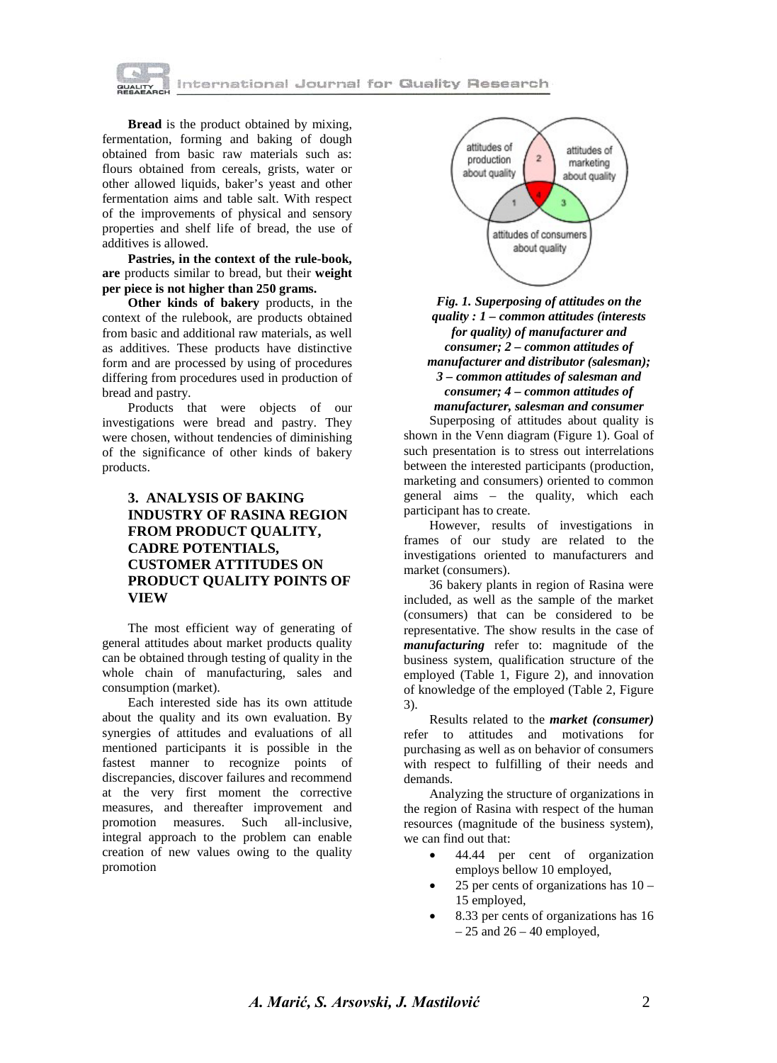**Bread** is the product obtained by mixing, fermentation, forming and baking of dough obtained from basic raw materials such as: flours obtained from cereals, grists, water or other allowed liquids, baker's yeast and other fermentation aims and table salt. With respect of the improvements of physical and sensory properties and shelf life of bread, the use of additives is allowed.

**Pastries, in the context of the rule-book, are** products similar to bread, but their **weight per piece is not higher than 250 grams.**

**Other kinds of bakery** products, in the context of the rulebook, are products obtained from basic and additional raw materials, as well as additives. These products have distinctive form and are processed by using of procedures differing from procedures used in production of bread and pastry.

Products that were objects of our investigations were bread and pastry. They were chosen, without tendencies of diminishing of the significance of other kinds of bakery products.

## 3. ANALYSIS OF BAKING INDUSTRY OF RASINA REGION FROM PRODUCT QUALITY, CADRE POTENTIALS, CUSTOMER ATTITUDES ON PRODUCT QUALITY POINTS OF VIEW

The most efficient way of generating of general attitudes about market products quality can be obtained through testing of quality in the whole chain of manufacturing, sales and consumption (market).

Each interested side has its own attitude about the quality and its own evaluation. By synergies of attitudes and evaluations of all mentioned participants it is possible in the fastest manner to recognize points of discrepancies, discover failures and recommend at the very first moment the corrective measures, and thereafter improvement and promotion measures. Such all-inclusive, integral approach to the problem can enable creation of new values owing to the quality promotion

***Fig. 1. Superposing of attitudes on the quality : 1 – common attitudes (interests for quality) of manufacturer and consumer; 2 – common attitudes of manufacturer and distributor (salesman); 3 – common attitudes of salesman and consumer; 4 – common attitudes of manufacturer, salesman and consumer***

Superposing of attitudes about quality is shown in the Venn diagram (Figure 1). Goal of such presentation is to stress out interrelations between the interested participants (production, marketing and consumers) oriented to common general aims – the quality, which each participant has to create.

However, results of investigations in frames of our study are related to the investigations oriented to manufacturers and market (consumers).

36 bakery plants in region of Rasina were included, as well as the sample of the market (consumers) that can be considered to be representative. The show results in the case of ***manufacturing*** refer to: magnitude of the business system, qualification structure of the employed (Table 1, Figure 2), and innovation of knowledge of the employed (Table 2, Figure 3).

Results related to the ***market (consumer)*** refer to attitudes and motivations for purchasing as well as on behavior of consumers with respect to fulfilling of their needs and demands.

Analyzing the structure of organizations in the region of Rasina with respect of the human resources (magnitude of the business system), we can find out that:

- 44.44 per cent of organization employs bellow 10 employed,
- 25 per cents of organizations has 10 – 15 employed,
- 8.33 per cents of organizations has 16 – 25 and 26 – 40 employed,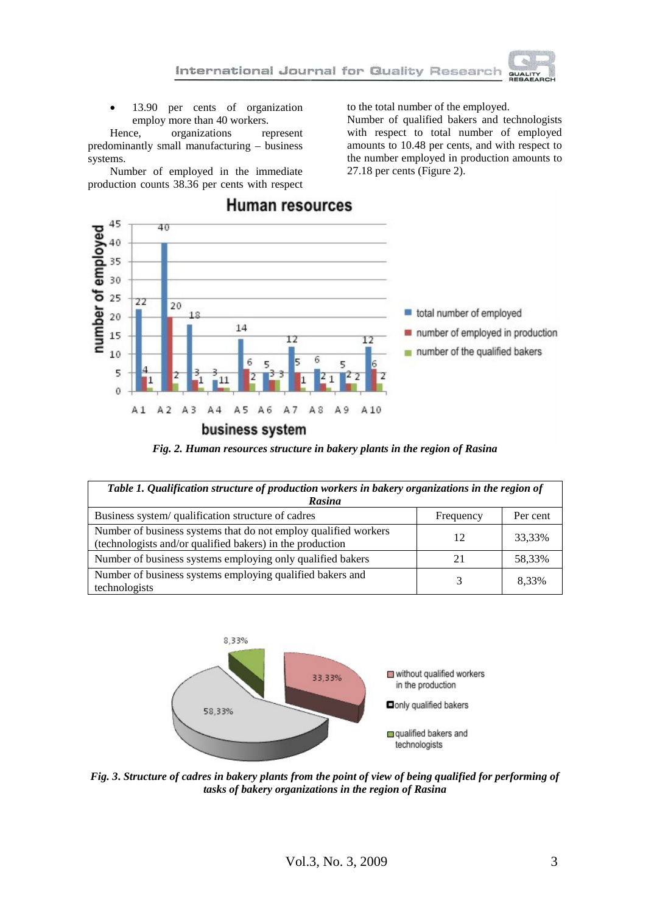- 13.90 per cents of organization employ more than 40 workers.

Hence, organizations represent predominantly small manufacturing – business systems.

Number of employed in the immediate production counts 38.36 per cents with respect to the total number of the employed. Number of qualified bakers and technologists with respect to total number of employed amounts to 10.48 per cents, and with respect to the number employed in production amounts to 27.18 per cents (Figure 2).

*Fig. 2. Human resources structure in bakery plants in the region of Rasina*

| *Table 1. Qualification structure of production workers in bakery organizations in the region of Rasina* | | |
|---|---|---|
| Business system/ qualification structure of cadres | Frequency | Per cent |
| Number of business systems that do not employ qualified workers (technologists and/or qualified bakers) in the production | 12 | 33,33% |
| Number of business systems employing only qualified bakers | 21 | 58,33% |
| Number of business systems employing qualified bakers and technologists | 3 | 8,33% |

*Fig. 3. Structure of cadres in bakery plants from the point of view of being qualified for performing of tasks of bakery organizations in the region of Rasina*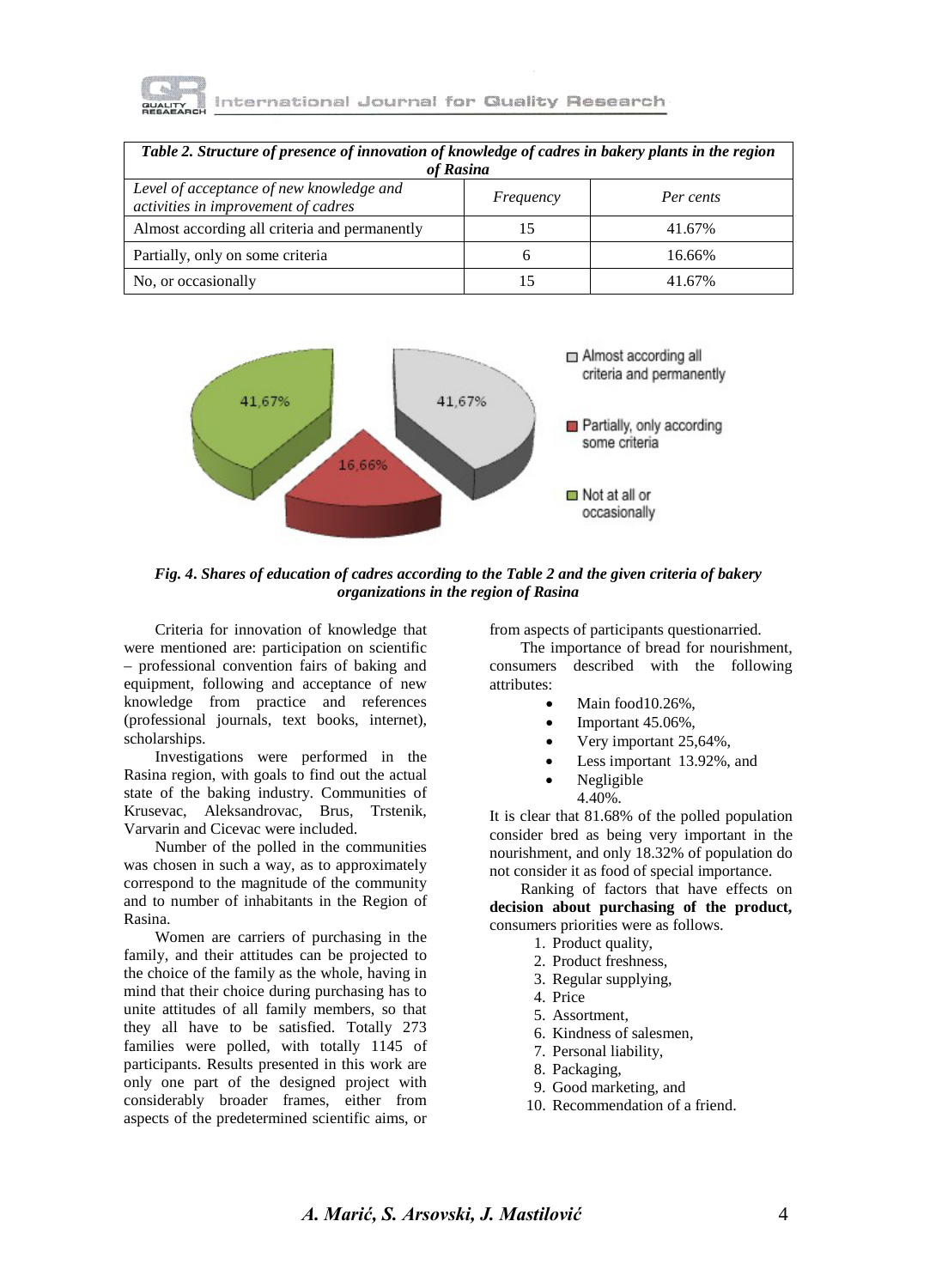| *Table 2. Structure of presence of innovation of knowledge of cadres in bakery plants in the region of Rasina* | | |
|---|---|---|
| *Level of acceptance of new knowledge and activities in improvement of cadres* | *Frequency* | *Per cents* |
| Almost according all criteria and permanently | 15 | 41.67% |
| Partially, only on some criteria | 6 | 16.66% |
| No, or occasionally | 15 | 41.67% |

***Fig. 4. Shares of education of cadres according to the Table 2 and the given criteria of bakery organizations in the region of Rasina***

Criteria for innovation of knowledge that were mentioned are: participation on scientific – professional convention fairs of baking and equipment, following and acceptance of new knowledge from practice and references (professional journals, text books, internet), scholarships.

Investigations were performed in the Rasina region, with goals to find out the actual state of the baking industry. Communities of Krusevac, Aleksandrovac, Brus, Trstenik, Varvarin and Cicevac were included.

Number of the polled in the communities was chosen in such a way, as to approximately correspond to the magnitude of the community and to number of inhabitants in the Region of Rasina.

Women are carriers of purchasing in the family, and their attitudes can be projected to the choice of the family as the whole, having in mind that their choice during purchasing has to unite attitudes of all family members, so that they all have to be satisfied. Totally 273 families were polled, with totally 1145 of participants. Results presented in this work are only one part of the designed project with considerably broader frames, either from aspects of the predetermined scientific aims, or from aspects of participants questionarried.

The importance of bread for nourishment, consumers described with the following attributes:

- Main food10.26%,
- Important 45.06%,
- Very important 25,64%,
- Less important 13.92%, and
- Negligible 4.40%.

It is clear that 81.68% of the polled population consider bred as being very important in the nourishment, and only 18.32% of population do not consider it as food of special importance.

Ranking of factors that have effects on **decision about purchasing of the product,** consumers priorities were as follows.

1. Product quality,
2. Product freshness,
3. Regular supplying,
4. Price
5. Assortment,
6. Kindness of salesmen,
7. Personal liability,
8. Packaging,
9. Good marketing, and
10. Recommendation of a friend.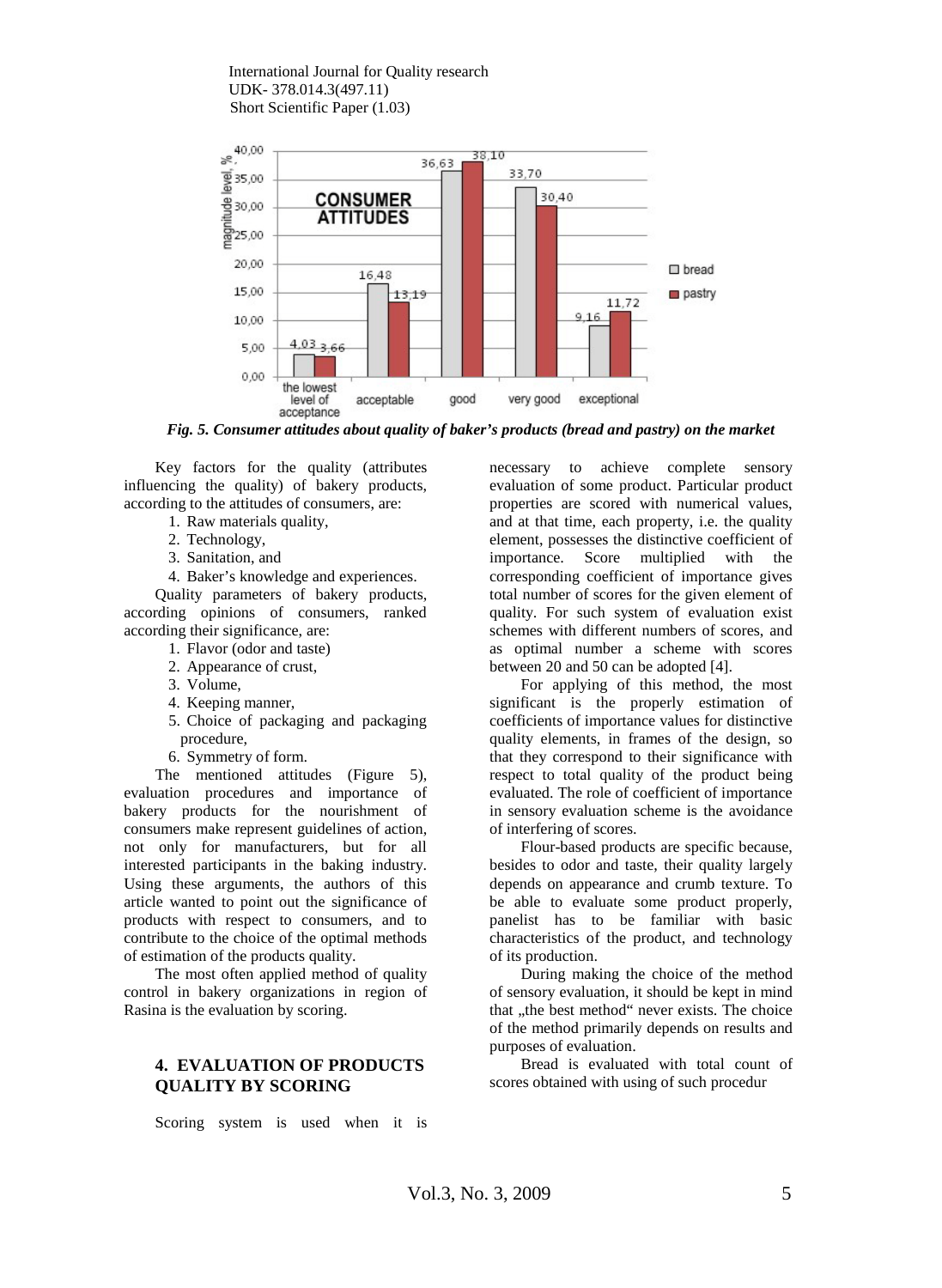*Fig. 5. Consumer attitudes about quality of baker's products (bread and pastry) on the market*

Key factors for the quality (attributes influencing the quality) of bakery products, according to the attitudes of consumers, are:

1. Raw materials quality,
2. Technology,
3. Sanitation, and
4. Baker's knowledge and experiences.

Quality parameters of bakery products, according opinions of consumers, ranked according their significance, are:

1. Flavor (odor and taste)
2. Appearance of crust,
3. Volume,
4. Keeping manner,
5. Choice of packaging and packaging procedure,
6. Symmetry of form.

The mentioned attitudes (Figure 5), evaluation procedures and importance of bakery products for the nourishment of consumers make represent guidelines of action, not only for manufacturers, but for all interested participants in the baking industry. Using these arguments, the authors of this article wanted to point out the significance of products with respect to consumers, and to contribute to the choice of the optimal methods of estimation of the products quality.

The most often applied method of quality control in bakery organizations in region of Rasina is the evaluation by scoring.

## 4. EVALUATION OF PRODUCTS QUALITY BY SCORING

Scoring system is used when it is necessary to achieve complete sensory evaluation of some product. Particular product properties are scored with numerical values, and at that time, each property, i.e. the quality element, possesses the distinctive coefficient of importance. Score multiplied with the corresponding coefficient of importance gives total number of scores for the given element of quality. For such system of evaluation exist schemes with different numbers of scores, and as optimal number a scheme with scores between 20 and 50 can be adopted [4].

For applying of this method, the most significant is the properly estimation of coefficients of importance values for distinctive quality elements, in frames of the design, so that they correspond to their significance with respect to total quality of the product being evaluated. The role of coefficient of importance in sensory evaluation scheme is the avoidance of interfering of scores.

Flour-based products are specific because, besides to odor and taste, their quality largely depends on appearance and crumb texture. To be able to evaluate some product properly, panelist has to be familiar with basic characteristics of the product, and technology of its production.

During making the choice of the method of sensory evaluation, it should be kept in mind that „the best method" never exists. The choice of the method primarily depends on results and purposes of evaluation.

Bread is evaluated with total count of scores obtained with using of such procedur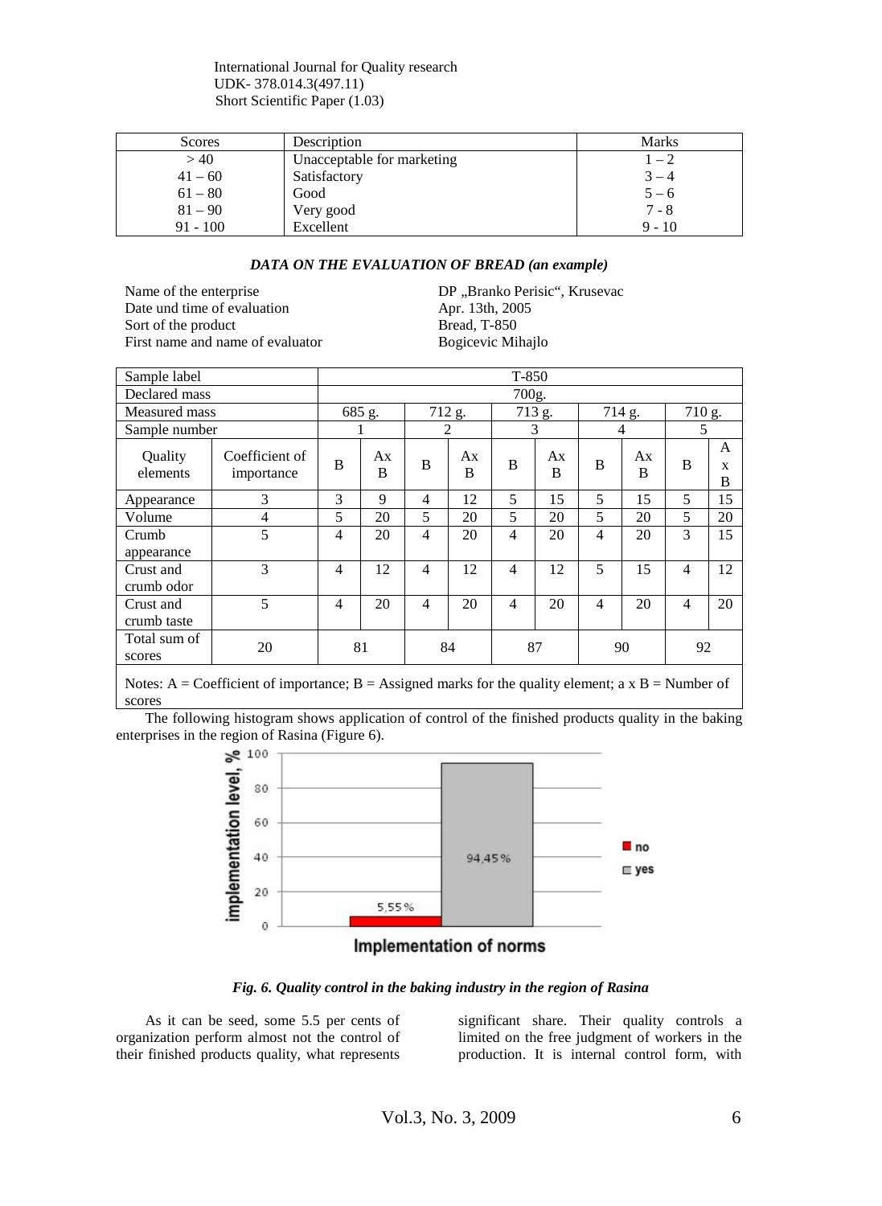| Scores | Description | Marks |
|---|---|---|
| > 40 | Unacceptable for marketing | 1 – 2 |
| 41 – 60 | Satisfactory | 3 – 4 |
| 61 – 80 | Good | 5 – 6 |
| 81 – 90 | Very good | 7 - 8 |
| 91 - 100 | Excellent | 9 - 10 |

### *DATA ON THE EVALUATION OF BREAD (an example)*

| | |
|---|---|
| Name of the enterprise | DP „Branko Perisic“, Krusevac |
| Date und time of evaluation | Apr. 13th, 2005 |
| Sort of the product | Bread, T-850 |
| First name and name of evaluator | Bogicevic Mihajlo |

| Sample label | | T-850 | | | | | | | | | |
|---|---|---|---|---|---|---|---|---|---|---|---|
| Declared mass | | 700g. | | | | | | | | | |
| Measured mass | | 685 g. | | 712 g. | | 713 g. | | 714 g. | | 710 g. | |
| Sample number | | 1 | | 2 | | 3 | | 4 | | 5 | |
| Quality elements | Coefficient of importance | B | Ax B | B | Ax B | B | Ax B | B | Ax B | B | A x B |
| Appearance | 3 | 3 | 9 | 4 | 12 | 5 | 15 | 5 | 15 | 5 | 15 |
| Volume | 4 | 5 | 20 | 5 | 20 | 5 | 20 | 5 | 20 | 5 | 20 |
| Crumb appearance | 5 | 4 | 20 | 4 | 20 | 4 | 20 | 4 | 20 | 3 | 15 |
| Crust and crumb odor | 3 | 4 | 12 | 4 | 12 | 4 | 12 | 5 | 15 | 4 | 12 |
| Crust and crumb taste | 5 | 4 | 20 | 4 | 20 | 4 | 20 | 4 | 20 | 4 | 20 |
| Total sum of scores | 20 | 81 | | 84 | | 87 | | 90 | | 92 | |

Notes: A = Coefficient of importance; B = Assigned marks for the quality element; a x B = Number of scores

The following histogram shows application of control of the finished products quality in the baking enterprises in the region of Rasina (Figure 6).

*Fig. 6. Quality control in the baking industry in the region of Rasina*

As it can be seed, some 5.5 per cents of organization perform almost not the control of their finished products quality, what represents significant share. Their quality controls a limited on the free judgment of workers in the production. It is internal control form, with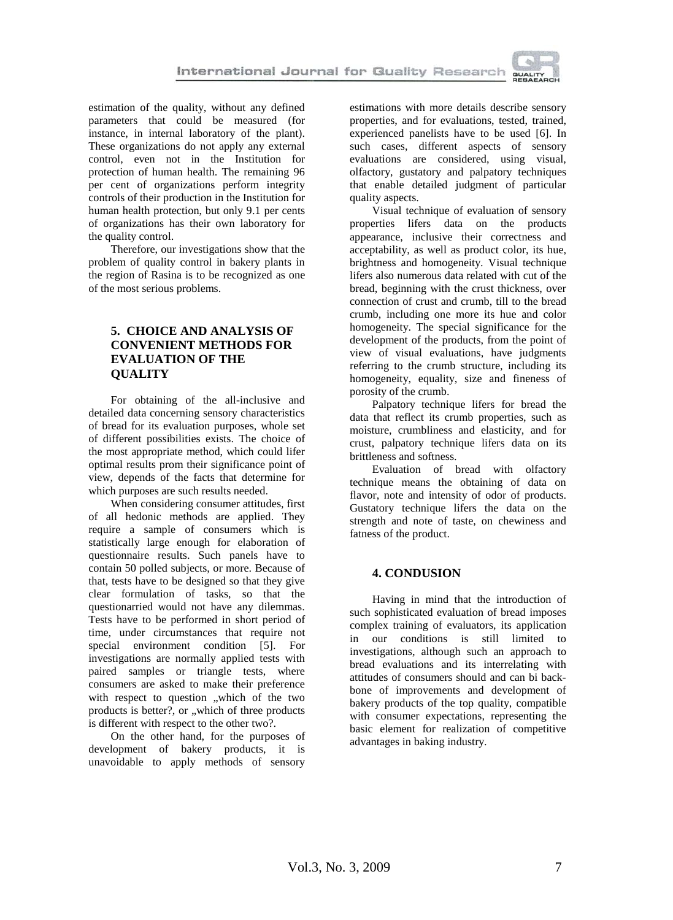estimation of the quality, without any defined parameters that could be measured (for instance, in internal laboratory of the plant). These organizations do not apply any external control, even not in the Institution for protection of human health. The remaining 96 per cent of organizations perform integrity controls of their production in the Institution for human health protection, but only 9.1 per cents of organizations has their own laboratory for the quality control.

Therefore, our investigations show that the problem of quality control in bakery plants in the region of Rasina is to be recognized as one of the most serious problems.

## 5. CHOICE AND ANALYSIS OF CONVENIENT METHODS FOR EVALUATION OF THE QUALITY

For obtaining of the all-inclusive and detailed data concerning sensory characteristics of bread for its evaluation purposes, whole set of different possibilities exists. The choice of the most appropriate method, which could lifer optimal results prom their significance point of view, depends of the facts that determine for which purposes are such results needed.

When considering consumer attitudes, first of all hedonic methods are applied. They require a sample of consumers which is statistically large enough for elaboration of questionnaire results. Such panels have to contain 50 polled subjects, or more. Because of that, tests have to be designed so that they give clear formulation of tasks, so that the questionarried would not have any dilemmas. Tests have to be performed in short period of time, under circumstances that require not special environment condition [5]. For investigations are normally applied tests with paired samples or triangle tests, where consumers are asked to make their preference with respect to question „which of the two products is better?, or „which of three products is different with respect to the other two?.

On the other hand, for the purposes of development of bakery products, it is unavoidable to apply methods of sensory estimations with more details describe sensory properties, and for evaluations, tested, trained, experienced panelists have to be used [6]. In such cases, different aspects of sensory evaluations are considered, using visual, olfactory, gustatory and palpatory techniques that enable detailed judgment of particular quality aspects.

Visual technique of evaluation of sensory properties lifers data on the products appearance, inclusive their correctness and acceptability, as well as product color, its hue, brightness and homogeneity. Visual technique lifers also numerous data related with cut of the bread, beginning with the crust thickness, over connection of crust and crumb, till to the bread crumb, including one more its hue and color homogeneity. The special significance for the development of the products, from the point of view of visual evaluations, have judgments referring to the crumb structure, including its homogeneity, equality, size and fineness of porosity of the crumb.

Palpatory technique lifers for bread the data that reflect its crumb properties, such as moisture, crumbliness and elasticity, and for crust, palpatory technique lifers data on its brittleness and softness.

Evaluation of bread with olfactory technique means the obtaining of data on flavor, note and intensity of odor of products. Gustatory technique lifers the data on the strength and note of taste, on chewiness and fatness of the product.

## 4. CONDUSION

Having in mind that the introduction of such sophisticated evaluation of bread imposes complex training of evaluators, its application in our conditions is still limited to investigations, although such an approach to bread evaluations and its interrelating with attitudes of consumers should and can bi back-bone of improvements and development of bakery products of the top quality, compatible with consumer expectations, representing the basic element for realization of competitive advantages in baking industry.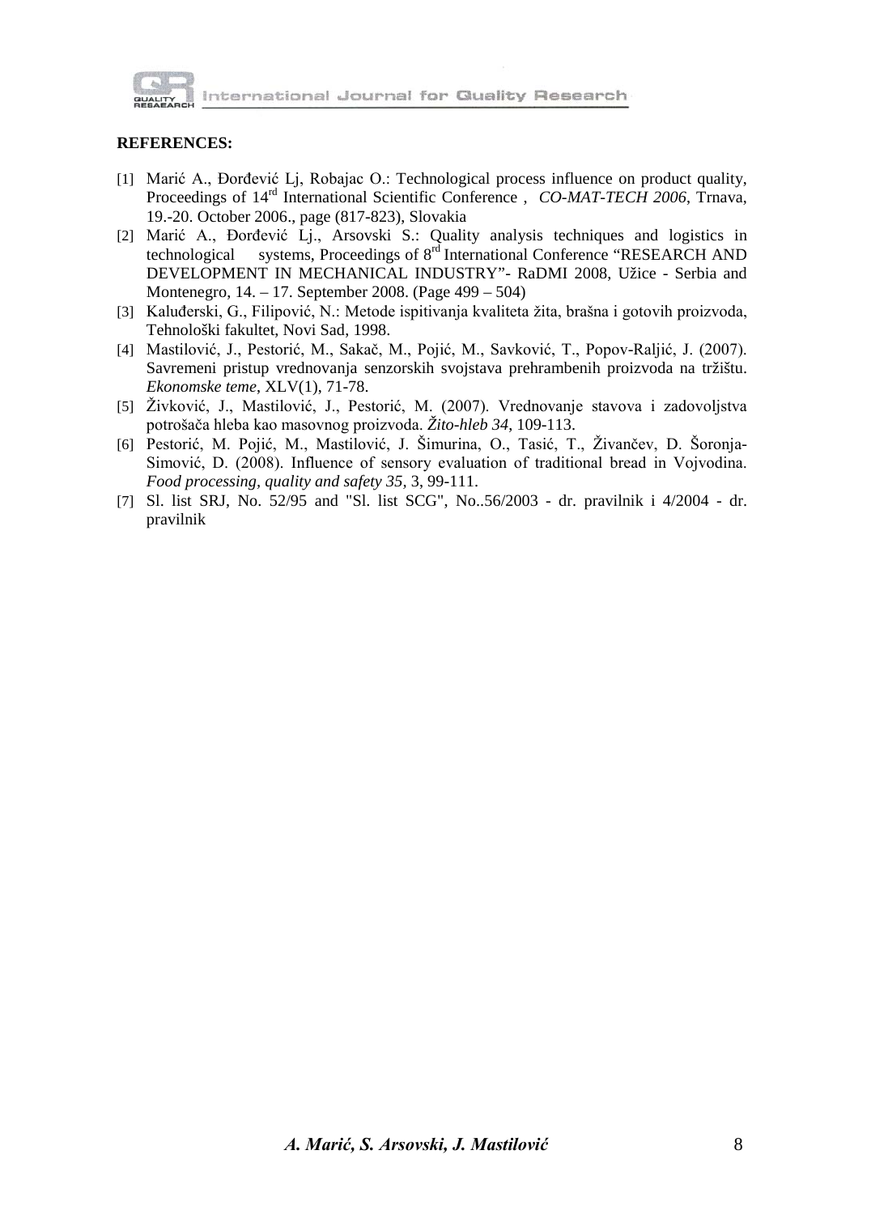**REFERENCES:**

[1] Marić A., Đorđević Lj, Robajac O.: Technological process influence on product quality, Proceedings of 14rd International Scientific Conference , *CO-MAT-TECH 2006*, Trnava, 19.-20. October 2006., page (817-823), Slovakia

[2] Marić A., Đorđević Lj., Arsovski S.: Quality analysis techniques and logistics in technological systems, Proceedings of 8rd International Conference "RESEARCH AND DEVELOPMENT IN MECHANICAL INDUSTRY"- RaDMI 2008, Užice - Serbia and Montenegro, 14. – 17. September 2008. (Page 499 – 504)

[3] Kaluđerski, G., Filipović, N.: Metode ispitivanja kvaliteta žita, brašna i gotovih proizvoda, Tehnološki fakultet, Novi Sad, 1998.

[4] Mastilović, J., Pestorić, M., Sakač, M., Pojić, M., Savković, T., Popov-Raljić, J. (2007). Savremeni pristup vrednovanja senzorskih svojstava prehrambenih proizvoda na tržištu. *Ekonomske teme*, XLV(1), 71-78.

[5] Živković, J., Mastilović, J., Pestorić, M. (2007). Vrednovanje stavova i zadovoljstva potrošača hleba kao masovnog proizvoda. *Žito-hleb 34*, 109-113.

[6] Pestorić, M. Pojić, M., Mastilović, J. Šimurina, O., Tasić, T., Živančev, D. Šoronja-Simović, D. (2008). Influence of sensory evaluation of traditional bread in Vojvodina. *Food processing, quality and safety 35*, 3, 99-111.

[7] Sl. list SRJ, No. 52/95 and "Sl. list SCG", No..56/2003 - dr. pravilnik i 4/2004 - dr. pravilnik